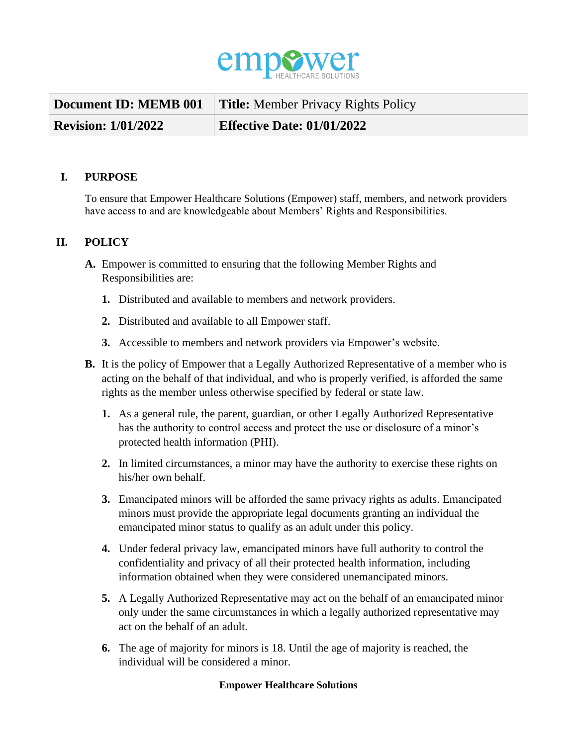| Document ID: MEMB 001 | Title: Member Privacy Rights Policy |
|---|---|
| Revision: 1/01/2022 | Effective Date: 01/01/2022 |

## I. PURPOSE

To ensure that Empower Healthcare Solutions (Empower) staff, members, and network providers have access to and are knowledgeable about Members' Rights and Responsibilities.

## II. POLICY

**A.** Empower is committed to ensuring that the following Member Rights and Responsibilities are:

1. Distributed and available to members and network providers.
2. Distributed and available to all Empower staff.
3. Accessible to members and network providers via Empower's website.

**B.** It is the policy of Empower that a Legally Authorized Representative of a member who is acting on the behalf of that individual, and who is properly verified, is afforded the same rights as the member unless otherwise specified by federal or state law.

1. As a general rule, the parent, guardian, or other Legally Authorized Representative has the authority to control access and protect the use or disclosure of a minor's protected health information (PHI).
2. In limited circumstances, a minor may have the authority to exercise these rights on his/her own behalf.
3. Emancipated minors will be afforded the same privacy rights as adults. Emancipated minors must provide the appropriate legal documents granting an individual the emancipated minor status to qualify as an adult under this policy.
4. Under federal privacy law, emancipated minors have full authority to control the confidentiality and privacy of all their protected health information, including information obtained when they were considered unemancipated minors.
5. A Legally Authorized Representative may act on the behalf of an emancipated minor only under the same circumstances in which a legally authorized representative may act on the behalf of an adult.
6. The age of majority for minors is 18. Until the age of majority is reached, the individual will be considered a minor.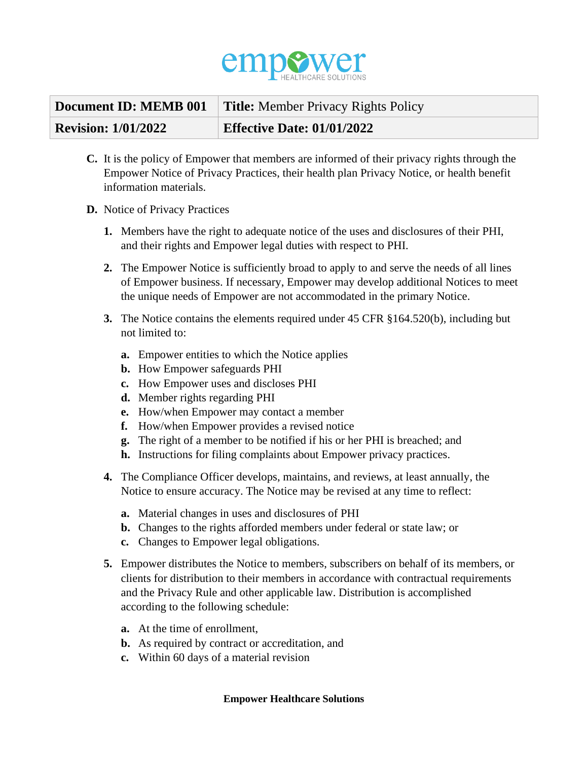| Document ID: MEMB 001 | Title: Member Privacy Rights Policy |
| --- | --- |
| Revision: 1/01/2022 | Effective Date: 01/01/2022 |

**C.** It is the policy of Empower that members are informed of their privacy rights through the Empower Notice of Privacy Practices, their health plan Privacy Notice, or health benefit information materials.

**D.** Notice of Privacy Practices

1. Members have the right to adequate notice of the uses and disclosures of their PHI, and their rights and Empower legal duties with respect to PHI.
2. The Empower Notice is sufficiently broad to apply to and serve the needs of all lines of Empower business. If necessary, Empower may develop additional Notices to meet the unique needs of Empower are not accommodated in the primary Notice.
3. The Notice contains the elements required under 45 CFR §164.520(b), including but not limited to:
   a. Empower entities to which the Notice applies
   b. How Empower safeguards PHI
   c. How Empower uses and discloses PHI
   d. Member rights regarding PHI
   e. How/when Empower may contact a member
   f. How/when Empower provides a revised notice
   g. The right of a member to be notified if his or her PHI is breached; and
   h. Instructions for filing complaints about Empower privacy practices.
4. The Compliance Officer develops, maintains, and reviews, at least annually, the Notice to ensure accuracy. The Notice may be revised at any time to reflect:
   a. Material changes in uses and disclosures of PHI
   b. Changes to the rights afforded members under federal or state law; or
   c. Changes to Empower legal obligations.
5. Empower distributes the Notice to members, subscribers on behalf of its members, or clients for distribution to their members in accordance with contractual requirements and the Privacy Rule and other applicable law. Distribution is accomplished according to the following schedule:
   a. At the time of enrollment,
   b. As required by contract or accreditation, and
   c. Within 60 days of a material revision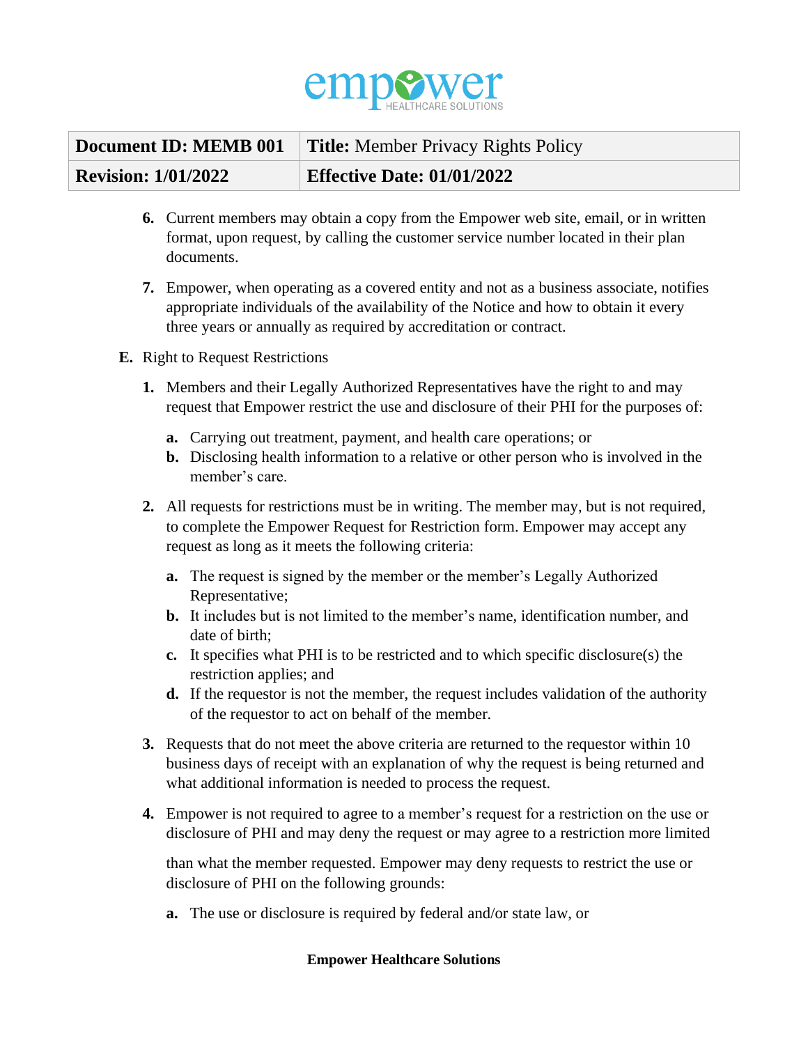6. Current members may obtain a copy from the Empower web site, email, or in written format, upon request, by calling the customer service number located in their plan documents.

7. Empower, when operating as a covered entity and not as a business associate, notifies appropriate individuals of the availability of the Notice and how to obtain it every three years or annually as required by accreditation or contract.

E. Right to Request Restrictions

1. Members and their Legally Authorized Representatives have the right to and may request that Empower restrict the use and disclosure of their PHI for the purposes of:

   a. Carrying out treatment, payment, and health care operations; or
   b. Disclosing health information to a relative or other person who is involved in the member's care.

2. All requests for restrictions must be in writing. The member may, but is not required, to complete the Empower Request for Restriction form. Empower may accept any request as long as it meets the following criteria:

   a. The request is signed by the member or the member's Legally Authorized Representative;
   b. It includes but is not limited to the member's name, identification number, and date of birth;
   c. It specifies what PHI is to be restricted and to which specific disclosure(s) the restriction applies; and
   d. If the requestor is not the member, the request includes validation of the authority of the requestor to act on behalf of the member.

3. Requests that do not meet the above criteria are returned to the requestor within 10 business days of receipt with an explanation of why the request is being returned and what additional information is needed to process the request.

4. Empower is not required to agree to a member's request for a restriction on the use or disclosure of PHI and may deny the request or may agree to a restriction more limited than what the member requested. Empower may deny requests to restrict the use or disclosure of PHI on the following grounds:

   a. The use or disclosure is required by federal and/or state law, or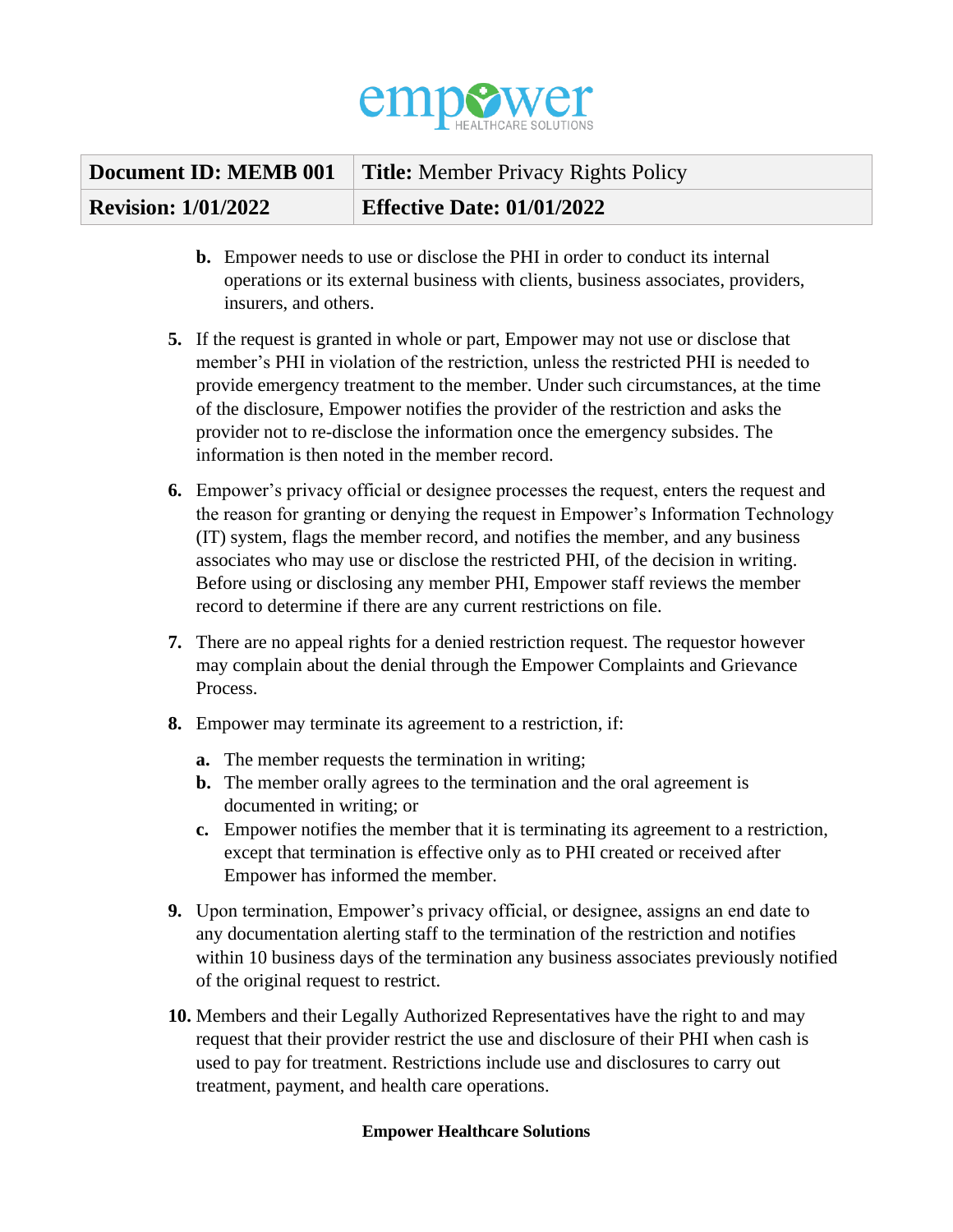b. Empower needs to use or disclose the PHI in order to conduct its internal operations or its external business with clients, business associates, providers, insurers, and others.

5. If the request is granted in whole or part, Empower may not use or disclose that member's PHI in violation of the restriction, unless the restricted PHI is needed to provide emergency treatment to the member. Under such circumstances, at the time of the disclosure, Empower notifies the provider of the restriction and asks the provider not to re-disclose the information once the emergency subsides. The information is then noted in the member record.

6. Empower's privacy official or designee processes the request, enters the request and the reason for granting or denying the request in Empower's Information Technology (IT) system, flags the member record, and notifies the member, and any business associates who may use or disclose the restricted PHI, of the decision in writing. Before using or disclosing any member PHI, Empower staff reviews the member record to determine if there are any current restrictions on file.

7. There are no appeal rights for a denied restriction request. The requestor however may complain about the denial through the Empower Complaints and Grievance Process.

8. Empower may terminate its agreement to a restriction, if:
   a. The member requests the termination in writing;
   b. The member orally agrees to the termination and the oral agreement is documented in writing; or
   c. Empower notifies the member that it is terminating its agreement to a restriction, except that termination is effective only as to PHI created or received after Empower has informed the member.

9. Upon termination, Empower's privacy official, or designee, assigns an end date to any documentation alerting staff to the termination of the restriction and notifies within 10 business days of the termination any business associates previously notified of the original request to restrict.

10. Members and their Legally Authorized Representatives have the right to and may request that their provider restrict the use and disclosure of their PHI when cash is used to pay for treatment. Restrictions include use and disclosures to carry out treatment, payment, and health care operations.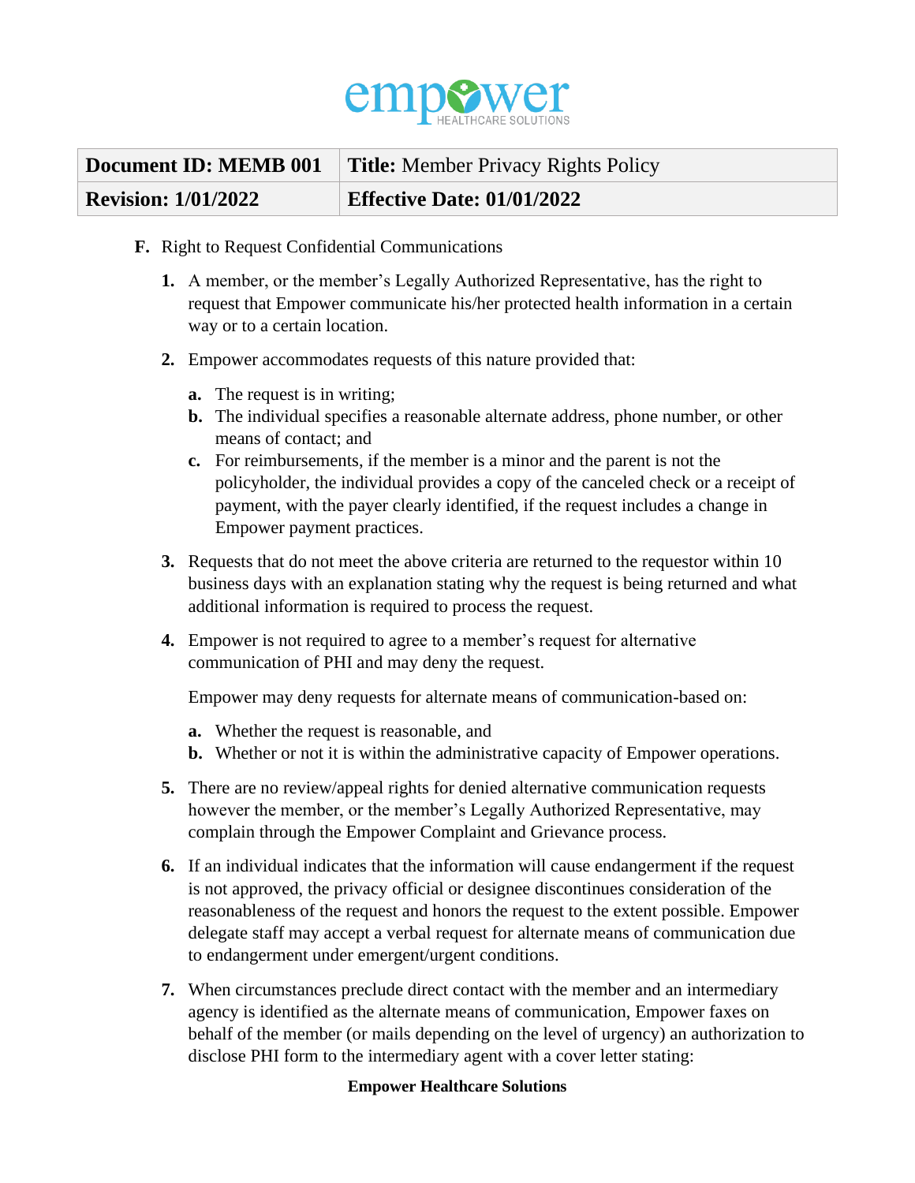F. Right to Request Confidential Communications

1. A member, or the member's Legally Authorized Representative, has the right to request that Empower communicate his/her protected health information in a certain way or to a certain location.

2. Empower accommodates requests of this nature provided that:

   a. The request is in writing;
   b. The individual specifies a reasonable alternate address, phone number, or other means of contact; and
   c. For reimbursements, if the member is a minor and the parent is not the policyholder, the individual provides a copy of the canceled check or a receipt of payment, with the payer clearly identified, if the request includes a change in Empower payment practices.

3. Requests that do not meet the above criteria are returned to the requestor within 10 business days with an explanation stating why the request is being returned and what additional information is required to process the request.

4. Empower is not required to agree to a member's request for alternative communication of PHI and may deny the request.

   Empower may deny requests for alternate means of communication-based on:

   a. Whether the request is reasonable, and
   b. Whether or not it is within the administrative capacity of Empower operations.

5. There are no review/appeal rights for denied alternative communication requests however the member, or the member's Legally Authorized Representative, may complain through the Empower Complaint and Grievance process.

6. If an individual indicates that the information will cause endangerment if the request is not approved, the privacy official or designee discontinues consideration of the reasonableness of the request and honors the request to the extent possible. Empower delegate staff may accept a verbal request for alternate means of communication due to endangerment under emergent/urgent conditions.

7. When circumstances preclude direct contact with the member and an intermediary agency is identified as the alternate means of communication, Empower faxes on behalf of the member (or mails depending on the level of urgency) an authorization to disclose PHI form to the intermediary agent with a cover letter stating:

**Empower Healthcare Solutions**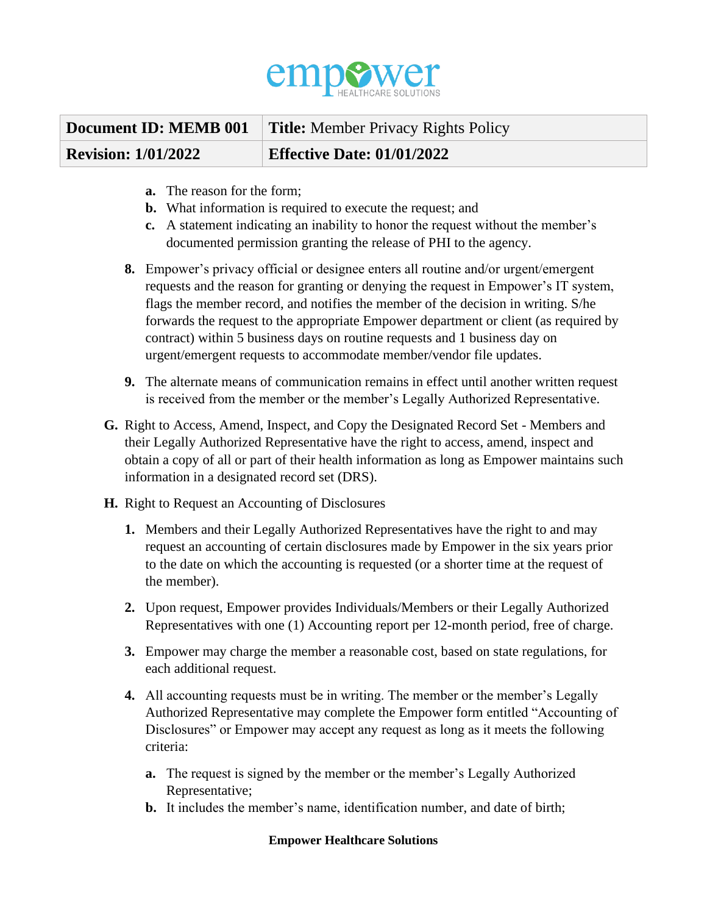a. The reason for the form;
   b. What information is required to execute the request; and
   c. A statement indicating an inability to honor the request without the member's documented permission granting the release of PHI to the agency.

8. Empower's privacy official or designee enters all routine and/or urgent/emergent requests and the reason for granting or denying the request in Empower's IT system, flags the member record, and notifies the member of the decision in writing. S/he forwards the request to the appropriate Empower department or client (as required by contract) within 5 business days on routine requests and 1 business day on urgent/emergent requests to accommodate member/vendor file updates.

9. The alternate means of communication remains in effect until another written request is received from the member or the member's Legally Authorized Representative.

**G.** Right to Access, Amend, Inspect, and Copy the Designated Record Set - Members and their Legally Authorized Representative have the right to access, amend, inspect and obtain a copy of all or part of their health information as long as Empower maintains such information in a designated record set (DRS).

**H.** Right to Request an Accounting of Disclosures

1. Members and their Legally Authorized Representatives have the right to and may request an accounting of certain disclosures made by Empower in the six years prior to the date on which the accounting is requested (or a shorter time at the request of the member).

2. Upon request, Empower provides Individuals/Members or their Legally Authorized Representatives with one (1) Accounting report per 12-month period, free of charge.

3. Empower may charge the member a reasonable cost, based on state regulations, for each additional request.

4. All accounting requests must be in writing. The member or the member's Legally Authorized Representative may complete the Empower form entitled "Accounting of Disclosures" or Empower may accept any request as long as it meets the following criteria:

   a. The request is signed by the member or the member's Legally Authorized Representative;
   b. It includes the member's name, identification number, and date of birth;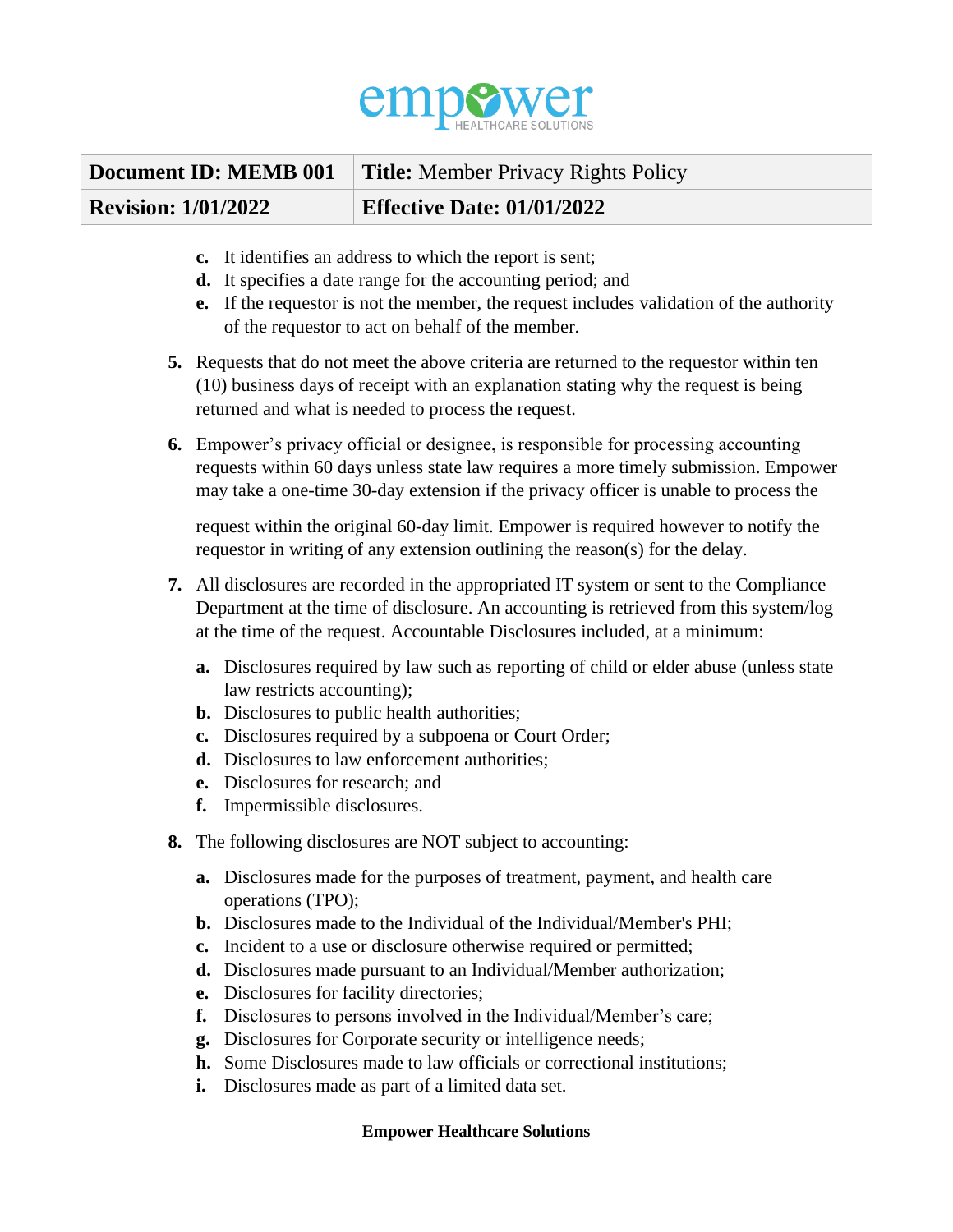c. It identifies an address to which the report is sent;
d. It specifies a date range for the accounting period; and
e. If the requestor is not the member, the request includes validation of the authority of the requestor to act on behalf of the member.

5. Requests that do not meet the above criteria are returned to the requestor within ten (10) business days of receipt with an explanation stating why the request is being returned and what is needed to process the request.

6. Empower's privacy official or designee, is responsible for processing accounting requests within 60 days unless state law requires a more timely submission. Empower may take a one-time 30-day extension if the privacy officer is unable to process the request within the original 60-day limit. Empower is required however to notify the requestor in writing of any extension outlining the reason(s) for the delay.

7. All disclosures are recorded in the appropriated IT system or sent to the Compliance Department at the time of disclosure. An accounting is retrieved from this system/log at the time of the request. Accountable Disclosures included, at a minimum:

   a. Disclosures required by law such as reporting of child or elder abuse (unless state law restricts accounting);
   b. Disclosures to public health authorities;
   c. Disclosures required by a subpoena or Court Order;
   d. Disclosures to law enforcement authorities;
   e. Disclosures for research; and
   f. Impermissible disclosures.

8. The following disclosures are NOT subject to accounting:

   a. Disclosures made for the purposes of treatment, payment, and health care operations (TPO);
   b. Disclosures made to the Individual of the Individual/Member's PHI;
   c. Incident to a use or disclosure otherwise required or permitted;
   d. Disclosures made pursuant to an Individual/Member authorization;
   e. Disclosures for facility directories;
   f. Disclosures to persons involved in the Individual/Member's care;
   g. Disclosures for Corporate security or intelligence needs;
   h. Some Disclosures made to law officials or correctional institutions;
   i. Disclosures made as part of a limited data set.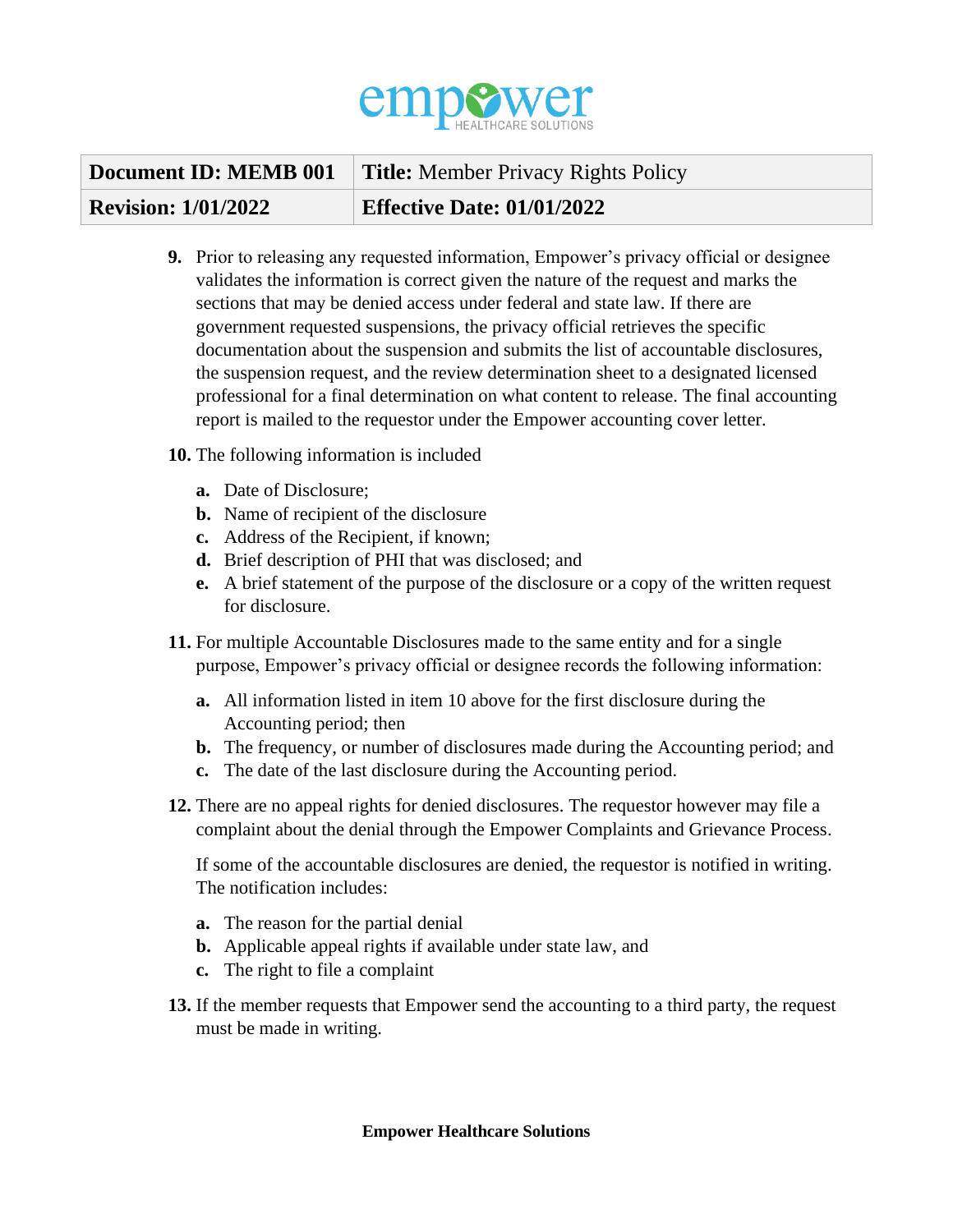9. Prior to releasing any requested information, Empower's privacy official or designee validates the information is correct given the nature of the request and marks the sections that may be denied access under federal and state law. If there are government requested suspensions, the privacy official retrieves the specific documentation about the suspension and submits the list of accountable disclosures, the suspension request, and the review determination sheet to a designated licensed professional for a final determination on what content to release. The final accounting report is mailed to the requestor under the Empower accounting cover letter.

10. The following information is included
    a. Date of Disclosure;
    b. Name of recipient of the disclosure
    c. Address of the Recipient, if known;
    d. Brief description of PHI that was disclosed; and
    e. A brief statement of the purpose of the disclosure or a copy of the written request for disclosure.

11. For multiple Accountable Disclosures made to the same entity and for a single purpose, Empower's privacy official or designee records the following information:
    a. All information listed in item 10 above for the first disclosure during the Accounting period; then
    b. The frequency, or number of disclosures made during the Accounting period; and
    c. The date of the last disclosure during the Accounting period.

12. There are no appeal rights for denied disclosures. The requestor however may file a complaint about the denial through the Empower Complaints and Grievance Process.

    If some of the accountable disclosures are denied, the requestor is notified in writing. The notification includes:

    a. The reason for the partial denial
    b. Applicable appeal rights if available under state law, and
    c. The right to file a complaint

13. If the member requests that Empower send the accounting to a third party, the request must be made in writing.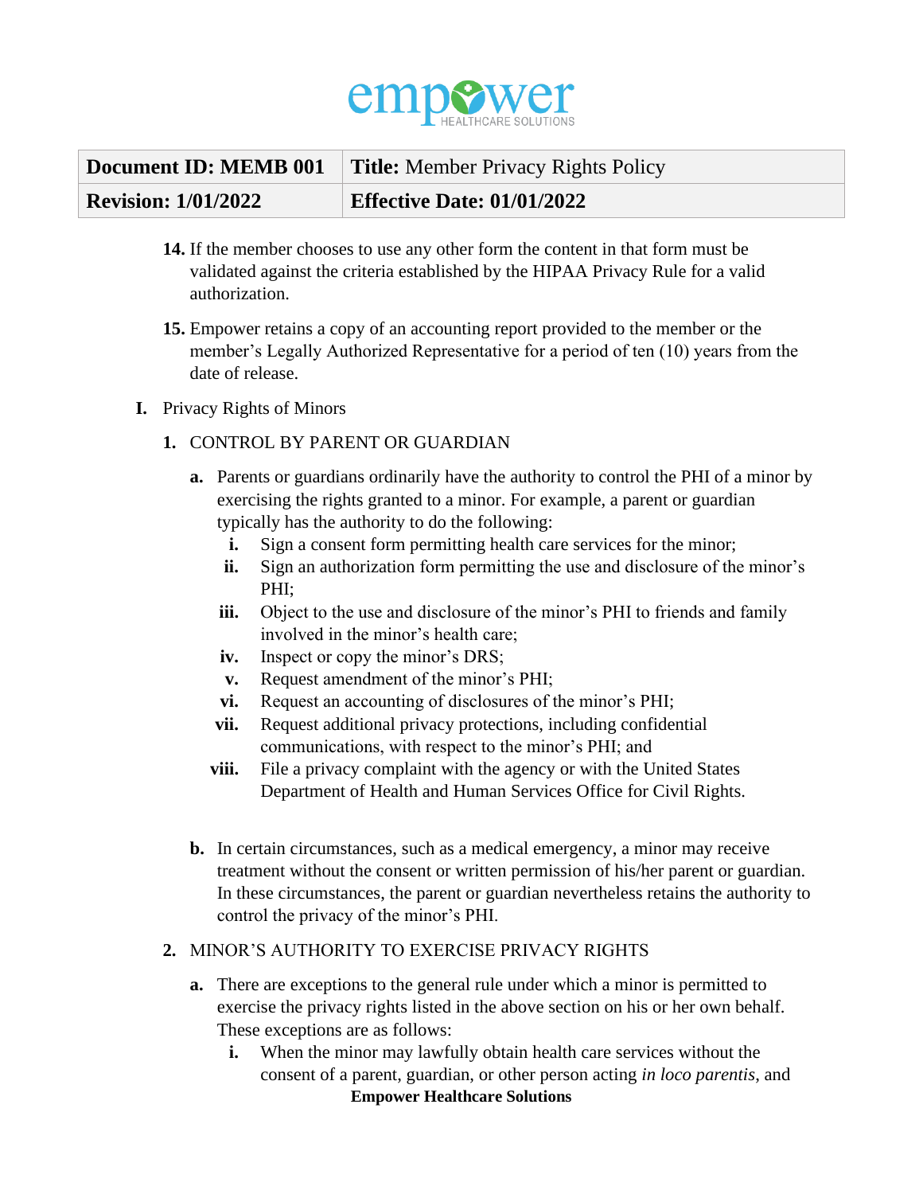14. If the member chooses to use any other form the content in that form must be validated against the criteria established by the HIPAA Privacy Rule for a valid authorization.

15. Empower retains a copy of an accounting report provided to the member or the member's Legally Authorized Representative for a period of ten (10) years from the date of release.

I. Privacy Rights of Minors

1. CONTROL BY PARENT OR GUARDIAN

   a. Parents or guardians ordinarily have the authority to control the PHI of a minor by exercising the rights granted to a minor. For example, a parent or guardian typically has the authority to do the following:
      i. Sign a consent form permitting health care services for the minor;
      ii. Sign an authorization form permitting the use and disclosure of the minor's PHI;
      iii. Object to the use and disclosure of the minor's PHI to friends and family involved in the minor's health care;
      iv. Inspect or copy the minor's DRS;
      v. Request amendment of the minor's PHI;
      vi. Request an accounting of disclosures of the minor's PHI;
      vii. Request additional privacy protections, including confidential communications, with respect to the minor's PHI; and
      viii. File a privacy complaint with the agency or with the United States Department of Health and Human Services Office for Civil Rights.

   b. In certain circumstances, such as a medical emergency, a minor may receive treatment without the consent or written permission of his/her parent or guardian. In these circumstances, the parent or guardian nevertheless retains the authority to control the privacy of the minor's PHI.

2. MINOR'S AUTHORITY TO EXERCISE PRIVACY RIGHTS

   a. There are exceptions to the general rule under which a minor is permitted to exercise the privacy rights listed in the above section on his or her own behalf. These exceptions are as follows:
      i. When the minor may lawfully obtain health care services without the consent of a parent, guardian, or other person acting *in loco parentis*, and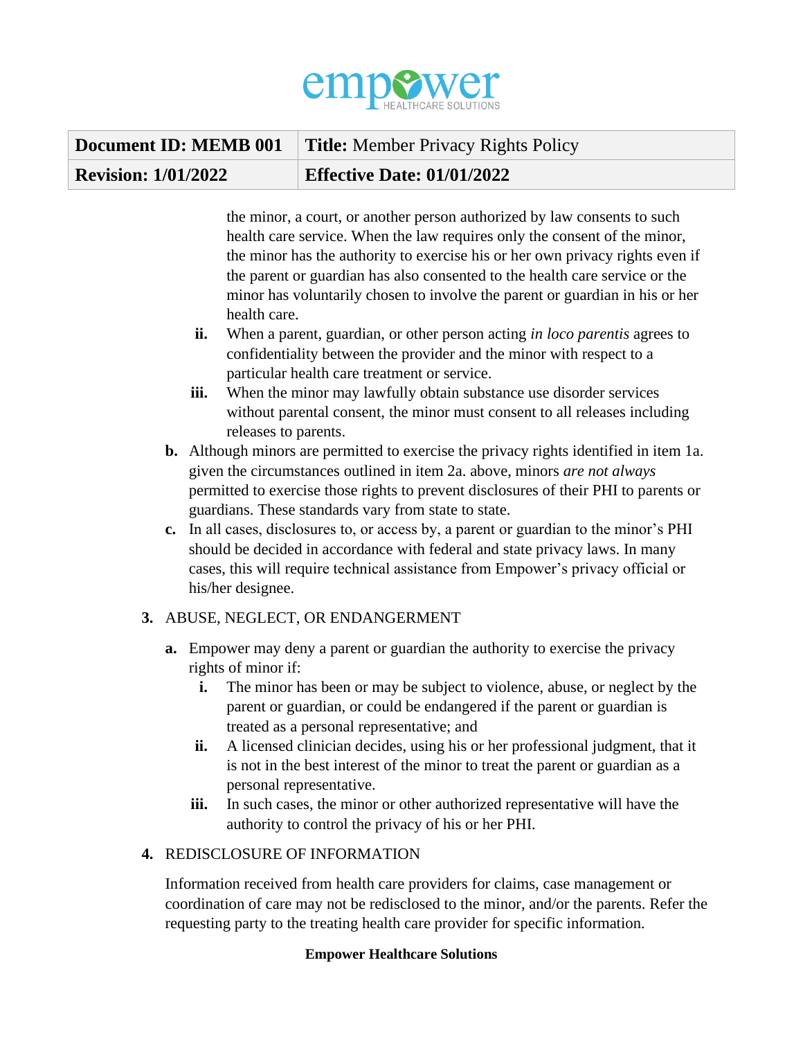the minor, a court, or another person authorized by law consents to such health care service. When the law requires only the consent of the minor, the minor has the authority to exercise his or her own privacy rights even if the parent or guardian has also consented to the health care service or the minor has voluntarily chosen to involve the parent or guardian in his or her health care.

   ii. When a parent, guardian, or other person acting *in loco parentis* agrees to confidentiality between the provider and the minor with respect to a particular health care treatment or service.

   iii. When the minor may lawfully obtain substance use disorder services without parental consent, the minor must consent to all releases including releases to parents.

b. Although minors are permitted to exercise the privacy rights identified in item 1a. given the circumstances outlined in item 2a. above, minors *are not always* permitted to exercise those rights to prevent disclosures of their PHI to parents or guardians. These standards vary from state to state.

c. In all cases, disclosures to, or access by, a parent or guardian to the minor's PHI should be decided in accordance with federal and state privacy laws. In many cases, this will require technical assistance from Empower's privacy official or his/her designee.

**3.** ABUSE, NEGLECT, OR ENDANGERMENT

a. Empower may deny a parent or guardian the authority to exercise the privacy rights of minor if:

   i. The minor has been or may be subject to violence, abuse, or neglect by the parent or guardian, or could be endangered if the parent or guardian is treated as a personal representative; and

   ii. A licensed clinician decides, using his or her professional judgment, that it is not in the best interest of the minor to treat the parent or guardian as a personal representative.

   iii. In such cases, the minor or other authorized representative will have the authority to control the privacy of his or her PHI.

**4.** REDISCLOSURE OF INFORMATION

Information received from health care providers for claims, case management or coordination of care may not be redisclosed to the minor, and/or the parents. Refer the requesting party to the treating health care provider for specific information.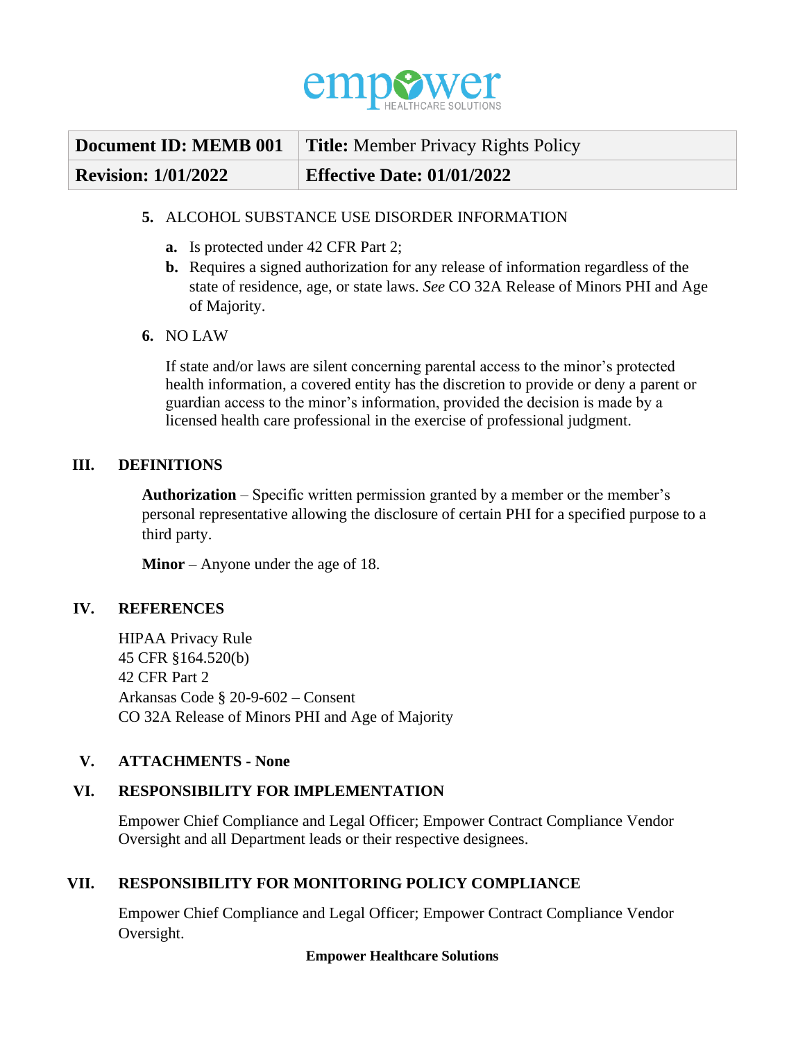5. ALCOHOL SUBSTANCE USE DISORDER INFORMATION
   - **a.** Is protected under 42 CFR Part 2;
   - **b.** Requires a signed authorization for any release of information regardless of the state of residence, age, or state laws. *See* CO 32A Release of Minors PHI and Age of Majority.

6. NO LAW

   If state and/or laws are silent concerning parental access to the minor's protected health information, a covered entity has the discretion to provide or deny a parent or guardian access to the minor's information, provided the decision is made by a licensed health care professional in the exercise of professional judgment.

## III. DEFINITIONS

**Authorization** – Specific written permission granted by a member or the member's personal representative allowing the disclosure of certain PHI for a specified purpose to a third party.

**Minor** – Anyone under the age of 18.

## IV. REFERENCES

HIPAA Privacy Rule
45 CFR §164.520(b)
42 CFR Part 2
Arkansas Code § 20-9-602 – Consent
CO 32A Release of Minors PHI and Age of Majority

## V. ATTACHMENTS - None

## VI. RESPONSIBILITY FOR IMPLEMENTATION

Empower Chief Compliance and Legal Officer; Empower Contract Compliance Vendor Oversight and all Department leads or their respective designees.

## VII. RESPONSIBILITY FOR MONITORING POLICY COMPLIANCE

Empower Chief Compliance and Legal Officer; Empower Contract Compliance Vendor Oversight.